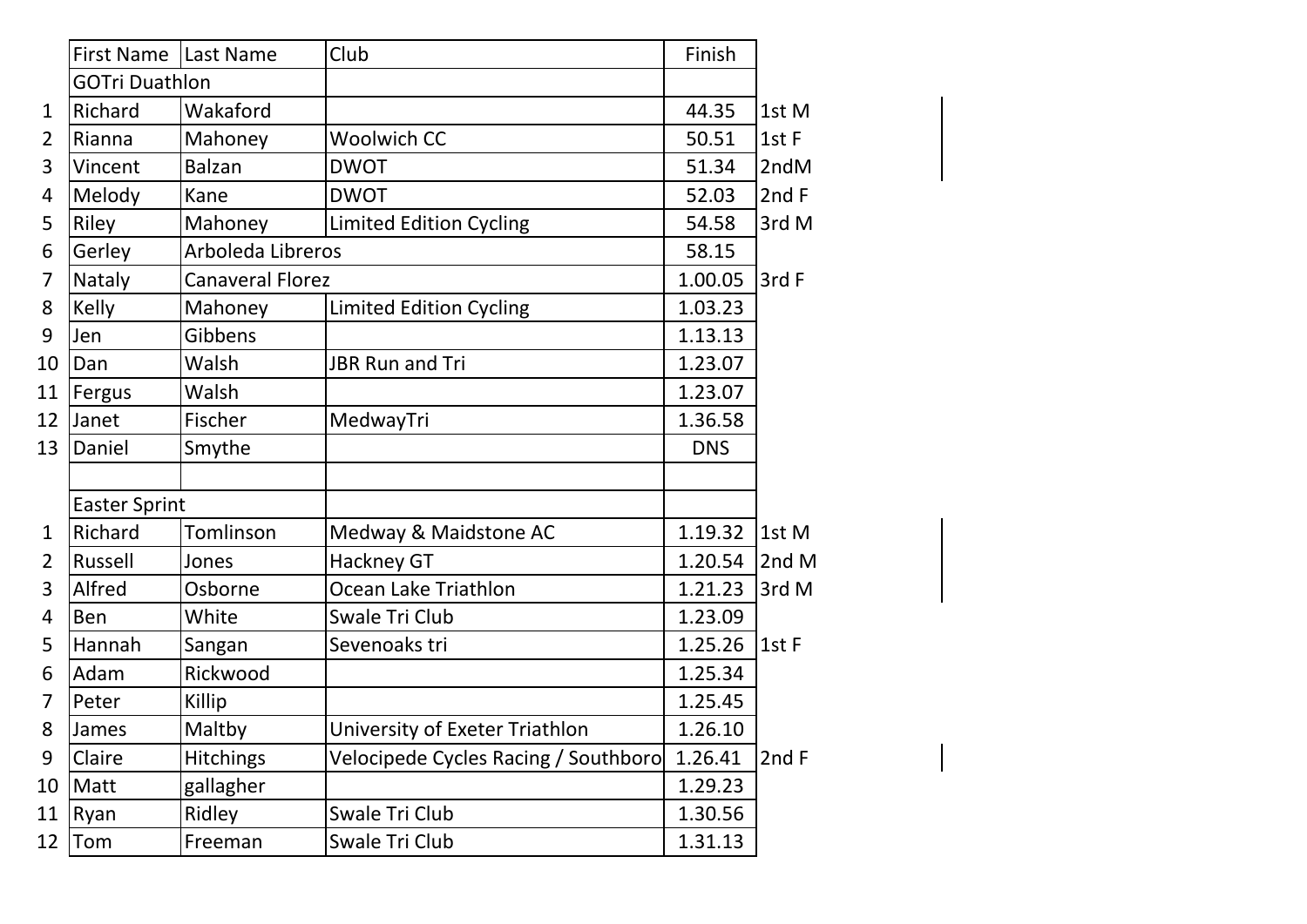| | First Name | Last Name | Club | Finish | |
|---|---|---|---|---|---|
| | GOTri Duathlon | | | | |
| 1 | Richard | Wakaford | | 44.35 | 1st M |
| 2 | Rianna | Mahoney | Woolwich CC | 50.51 | 1st F |
| 3 | Vincent | Balzan | DWOT | 51.34 | 2ndM |
| 4 | Melody | Kane | DWOT | 52.03 | 2nd F |
| 5 | Riley | Mahoney | Limited Edition Cycling | 54.58 | 3rd M |
| 6 | Gerley | Arboleda Libreros | | 58.15 | |
| 7 | Nataly | Canaveral Florez | | 1.00.05 | 3rd F |
| 8 | Kelly | Mahoney | Limited Edition Cycling | 1.03.23 | |
| 9 | Jen | Gibbens | | 1.13.13 | |
| 10 | Dan | Walsh | JBR Run and Tri | 1.23.07 | |
| 11 | Fergus | Walsh | | 1.23.07 | |
| 12 | Janet | Fischer | MedwayTri | 1.36.58 | |
| 13 | Daniel | Smythe | | DNS | |
| | | | | | |
| | Easter Sprint | | | | |
| 1 | Richard | Tomlinson | Medway & Maidstone AC | 1.19.32 | 1st M |
| 2 | Russell | Jones | Hackney GT | 1.20.54 | 2nd M |
| 3 | Alfred | Osborne | Ocean Lake Triathlon | 1.21.23 | 3rd M |
| 4 | Ben | White | Swale Tri Club | 1.23.09 | |
| 5 | Hannah | Sangan | Sevenoaks tri | 1.25.26 | 1st F |
| 6 | Adam | Rickwood | | 1.25.34 | |
| 7 | Peter | Killip | | 1.25.45 | |
| 8 | James | Maltby | University of Exeter Triathlon | 1.26.10 | |
| 9 | Claire | Hitchings | Velocipede Cycles Racing / Southboro | 1.26.41 | 2nd F |
| 10 | Matt | gallagher | | 1.29.23 | |
| 11 | Ryan | Ridley | Swale Tri Club | 1.30.56 | |
| 12 | Tom | Freeman | Swale Tri Club | 1.31.13 | |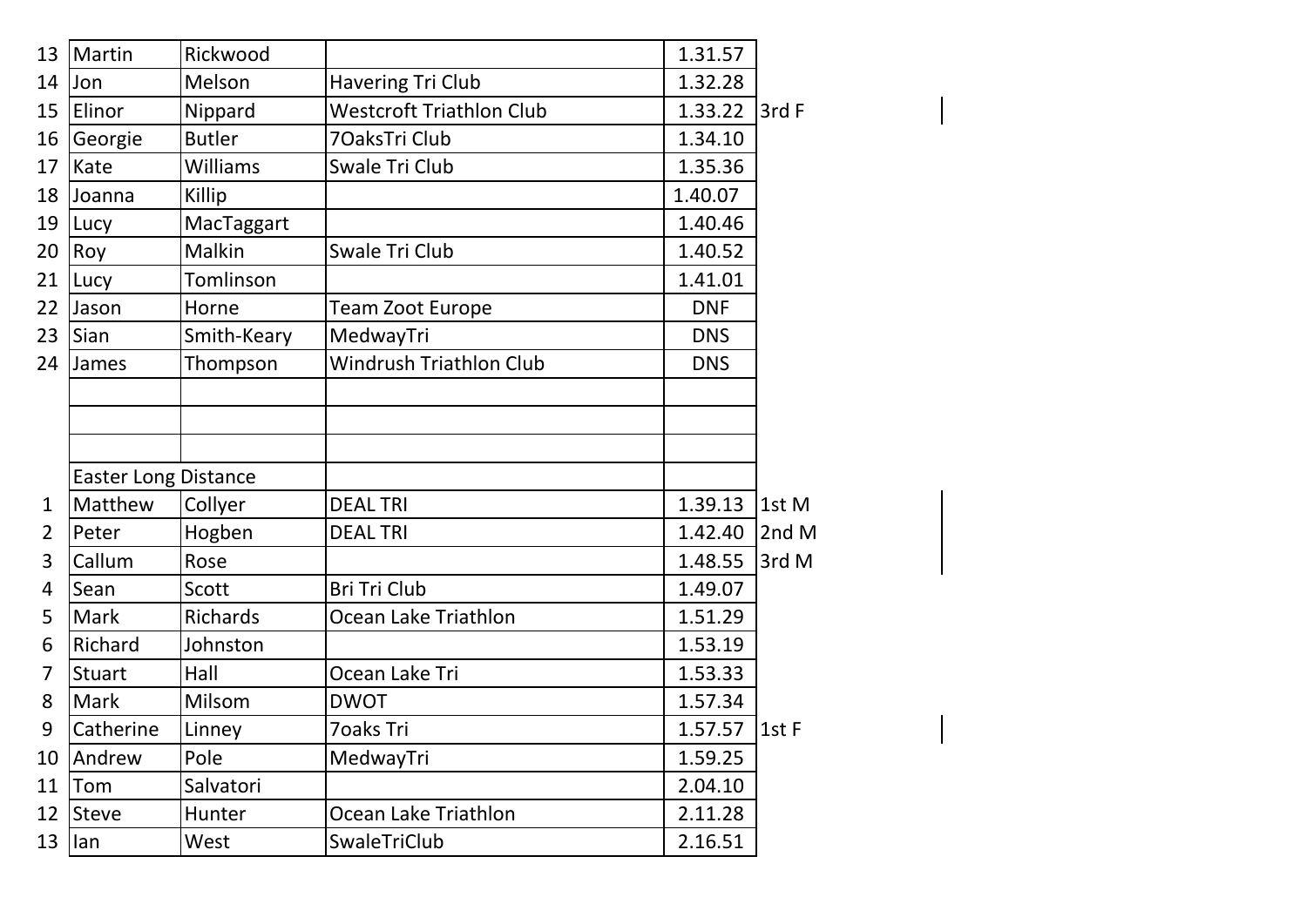| | | | | | |
|---|---|---|---|---|---|
| 13 | Martin | Rickwood | | 1.31.57 | |
| 14 | Jon | Melson | Havering Tri Club | 1.32.28 | |
| 15 | Elinor | Nippard | Westcroft Triathlon Club | 1.33.22 | 3rd F |
| 16 | Georgie | Butler | 7OaksTri Club | 1.34.10 | |
| 17 | Kate | Williams | Swale Tri Club | 1.35.36 | |
| 18 | Joanna | Killip | | 1.40.07 | |
| 19 | Lucy | MacTaggart | | 1.40.46 | |
| 20 | Roy | Malkin | Swale Tri Club | 1.40.52 | |
| 21 | Lucy | Tomlinson | | 1.41.01 | |
| 22 | Jason | Horne | Team Zoot Europe | DNF | |
| 23 | Sian | Smith-Keary | MedwayTri | DNS | |
| 24 | James | Thompson | Windrush Triathlon Club | DNS | |
| | | | | | |
| | | | | | |
| | | | | | |
| | Easter Long Distance | | | | |
| 1 | Matthew | Collyer | DEAL TRI | 1.39.13 | 1st M |
| 2 | Peter | Hogben | DEAL TRI | 1.42.40 | 2nd M |
| 3 | Callum | Rose | | 1.48.55 | 3rd M |
| 4 | Sean | Scott | Bri Tri Club | 1.49.07 | |
| 5 | Mark | Richards | Ocean Lake Triathlon | 1.51.29 | |
| 6 | Richard | Johnston | | 1.53.19 | |
| 7 | Stuart | Hall | Ocean Lake Tri | 1.53.33 | |
| 8 | Mark | Milsom | DWOT | 1.57.34 | |
| 9 | Catherine | Linney | 7oaks Tri | 1.57.57 | 1st F |
| 10 | Andrew | Pole | MedwayTri | 1.59.25 | |
| 11 | Tom | Salvatori | | 2.04.10 | |
| 12 | Steve | Hunter | Ocean Lake Triathlon | 2.11.28 | |
| 13 | Ian | West | SwaleTriClub | 2.16.51 | |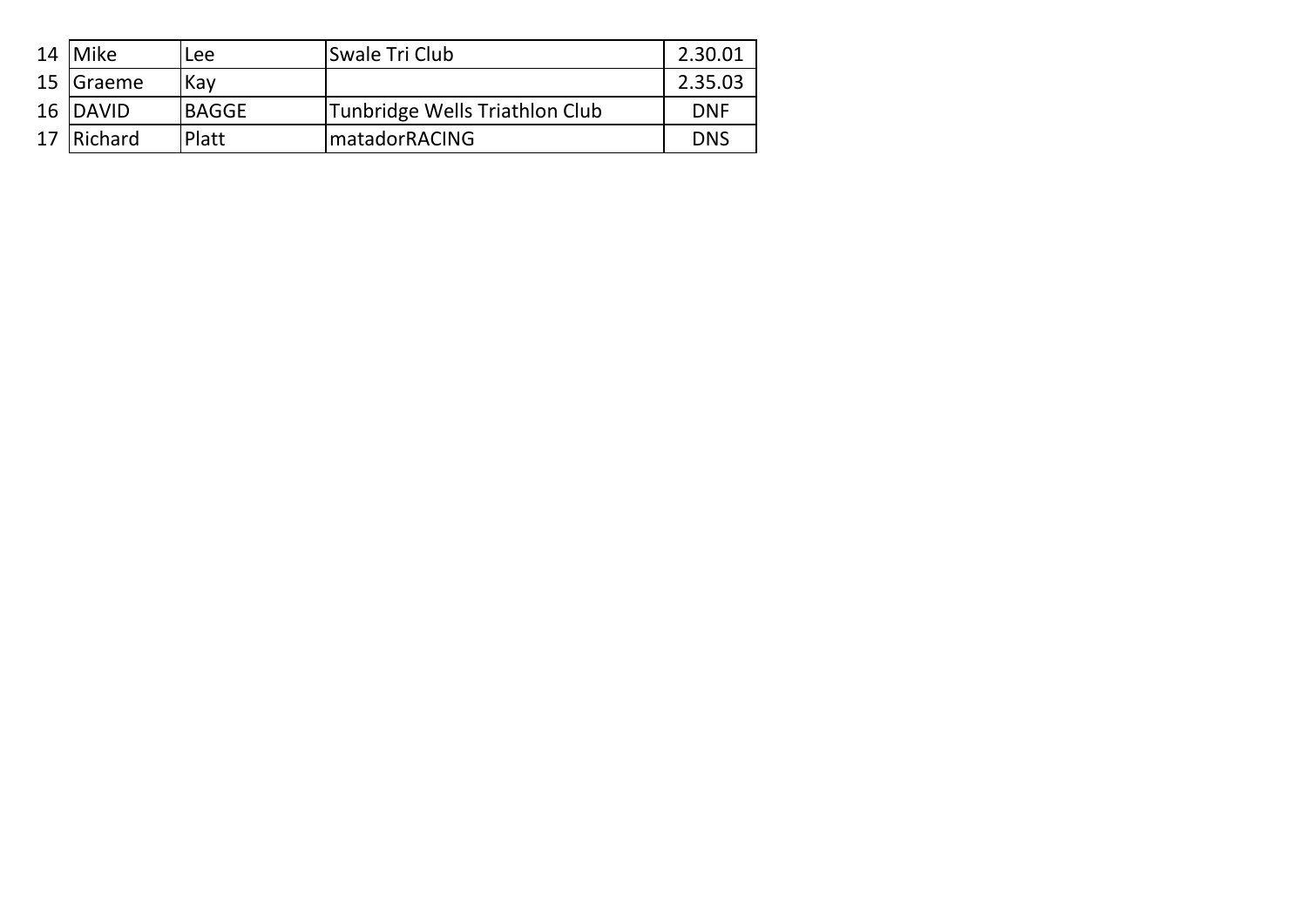| | | | | |
|---|---|---|---|---|
| 14 | Mike | Lee | Swale Tri Club | 2.30.01 |
| 15 | Graeme | Kay | | 2.35.03 |
| 16 | DAVID | BAGGE | Tunbridge Wells Triathlon Club | DNF |
| 17 | Richard | Platt | matadorRACING | DNS |